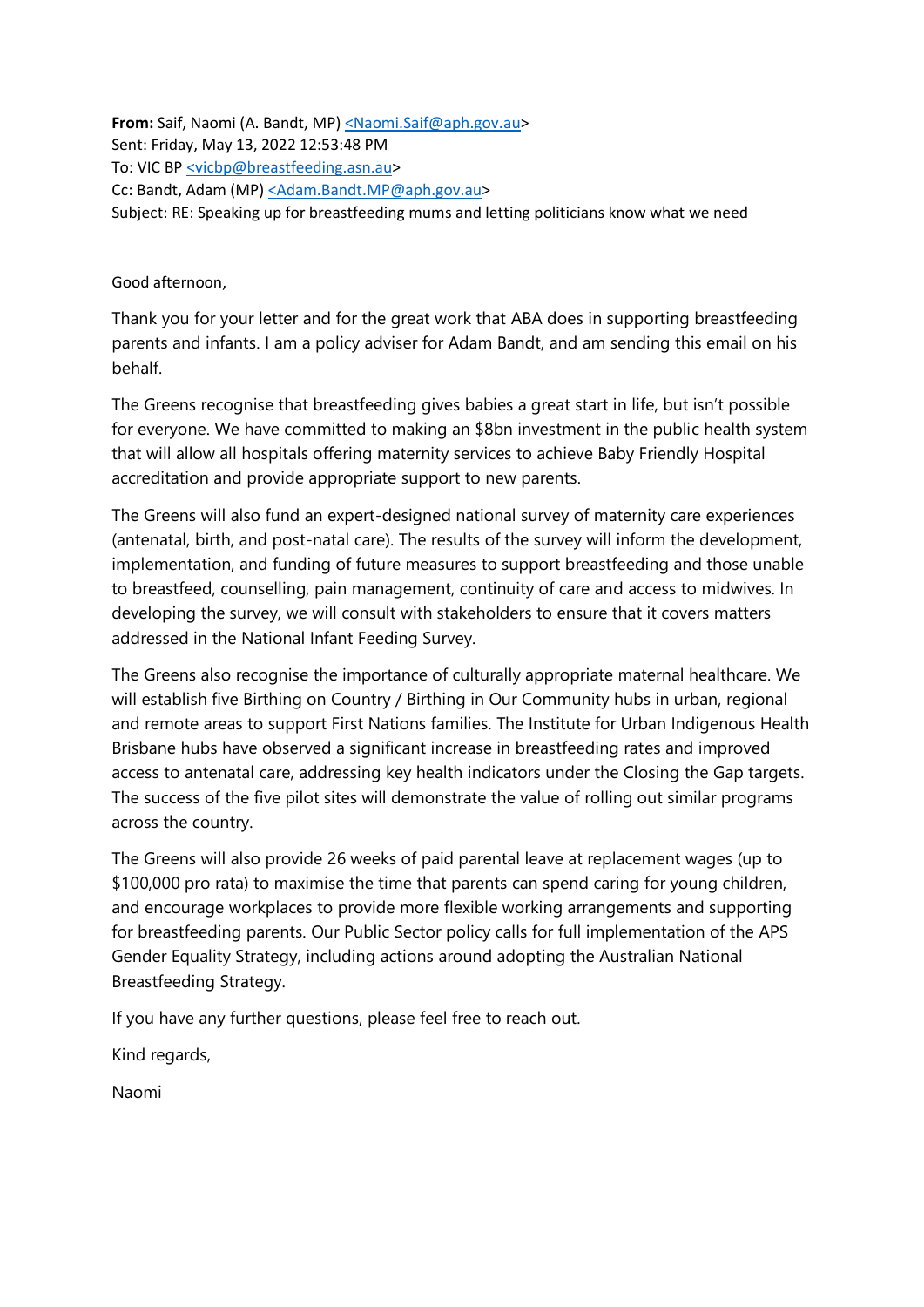**From:** Saif, Naomi (A. Bandt, MP) <Naomi.Saif@aph.gov.au>
Sent: Friday, May 13, 2022 12:53:48 PM
To: VIC BP <vicbp@breastfeeding.asn.au>
Cc: Bandt, Adam (MP) <Adam.Bandt.MP@aph.gov.au>
Subject: RE: Speaking up for breastfeeding mums and letting politicians know what we need

Good afternoon,

Thank you for your letter and for the great work that ABA does in supporting breastfeeding parents and infants. I am a policy adviser for Adam Bandt, and am sending this email on his behalf.

The Greens recognise that breastfeeding gives babies a great start in life, but isn't possible for everyone. We have committed to making an $8bn investment in the public health system that will allow all hospitals offering maternity services to achieve Baby Friendly Hospital accreditation and provide appropriate support to new parents.

The Greens will also fund an expert-designed national survey of maternity care experiences (antenatal, birth, and post-natal care). The results of the survey will inform the development, implementation, and funding of future measures to support breastfeeding and those unable to breastfeed, counselling, pain management, continuity of care and access to midwives. In developing the survey, we will consult with stakeholders to ensure that it covers matters addressed in the National Infant Feeding Survey.

The Greens also recognise the importance of culturally appropriate maternal healthcare. We will establish five Birthing on Country / Birthing in Our Community hubs in urban, regional and remote areas to support First Nations families. The Institute for Urban Indigenous Health Brisbane hubs have observed a significant increase in breastfeeding rates and improved access to antenatal care, addressing key health indicators under the Closing the Gap targets. The success of the five pilot sites will demonstrate the value of rolling out similar programs across the country.

The Greens will also provide 26 weeks of paid parental leave at replacement wages (up to $100,000 pro rata) to maximise the time that parents can spend caring for young children, and encourage workplaces to provide more flexible working arrangements and supporting for breastfeeding parents. Our Public Sector policy calls for full implementation of the APS Gender Equality Strategy, including actions around adopting the Australian National Breastfeeding Strategy.

If you have any further questions, please feel free to reach out.

Kind regards,

Naomi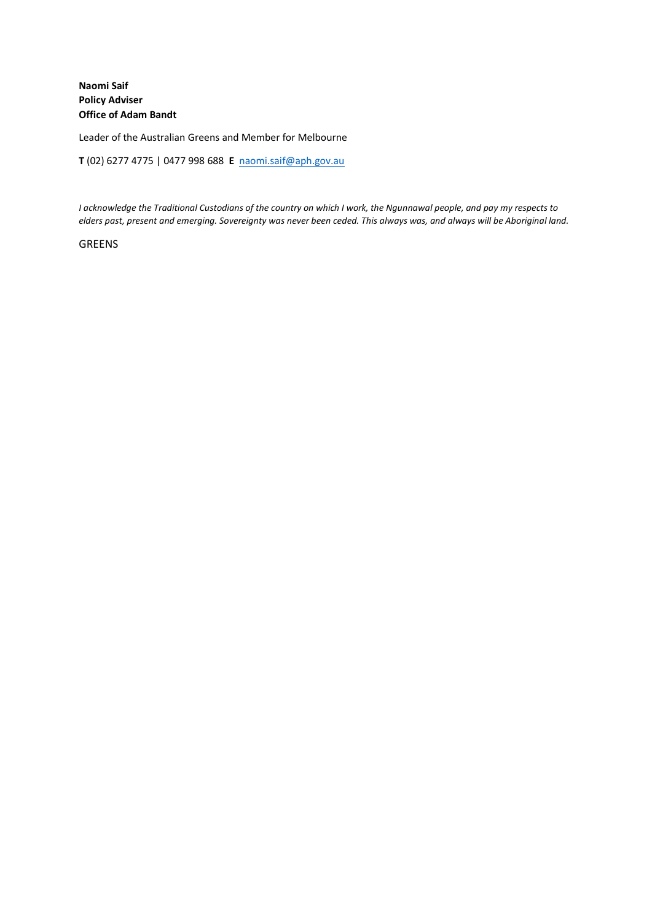**Naomi Saif**
**Policy Adviser**
**Office of Adam Bandt**

Leader of the Australian Greens and Member for Melbourne

**T** (02) 6277 4775 | 0477 998 688 **E** naomi.saif@aph.gov.au

*I acknowledge the Traditional Custodians of the country on which I work, the Ngunnawal people, and pay my respects to elders past, present and emerging. Sovereignty was never been ceded. This always was, and always will be Aboriginal land.*

GREENS